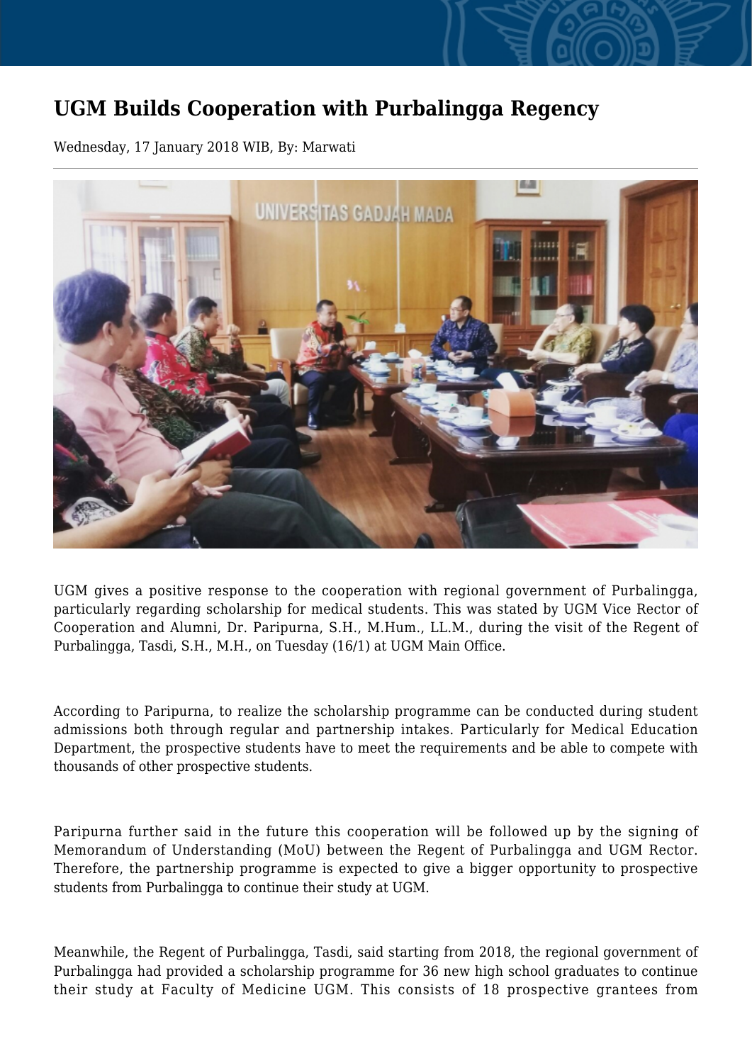# UGM Builds Cooperation with Purbalingga Regency

Wednesday, 17 January 2018 WIB, By: Marwati

UGM gives a positive response to the cooperation with regional government of Purbalingga, particularly regarding scholarship for medical students. This was stated by UGM Vice Rector of Cooperation and Alumni, Dr. Paripurna, S.H., M.Hum., LL.M., during the visit of the Regent of Purbalingga, Tasdi, S.H., M.H., on Tuesday (16/1) at UGM Main Office.

According to Paripurna, to realize the scholarship programme can be conducted during student admissions both through regular and partnership intakes. Particularly for Medical Education Department, the prospective students have to meet the requirements and be able to compete with thousands of other prospective students.

Paripurna further said in the future this cooperation will be followed up by the signing of Memorandum of Understanding (MoU) between the Regent of Purbalingga and UGM Rector. Therefore, the partnership programme is expected to give a bigger opportunity to prospective students from Purbalingga to continue their study at UGM.

Meanwhile, the Regent of Purbalingga, Tasdi, said starting from 2018, the regional government of Purbalingga had provided a scholarship programme for 36 new high school graduates to continue their study at Faculty of Medicine UGM. This consists of 18 prospective grantees from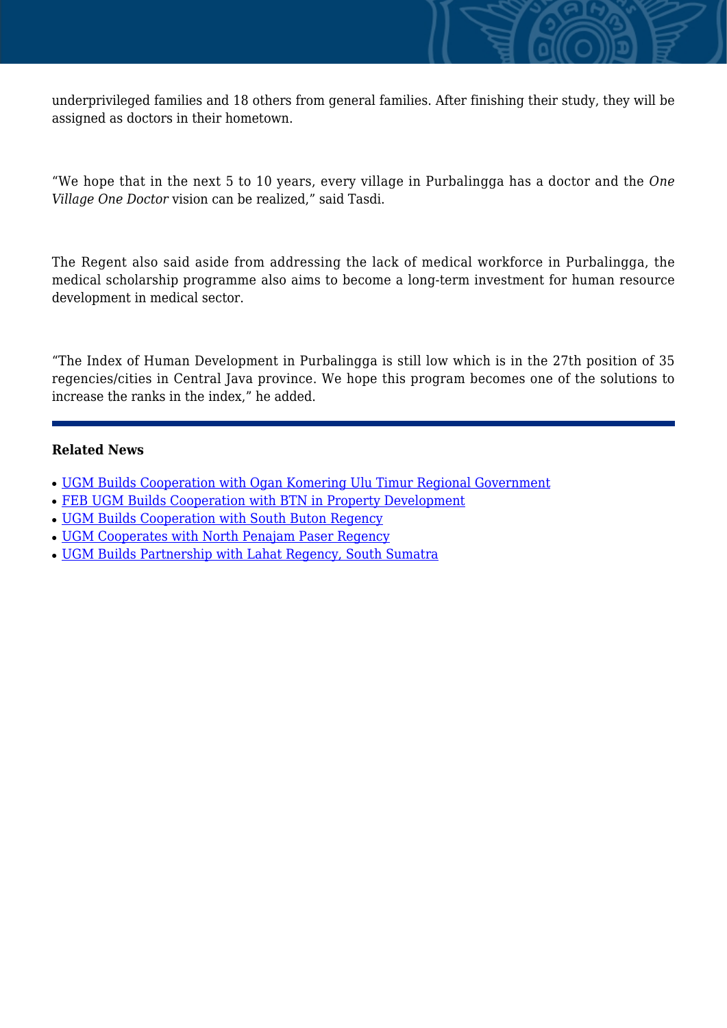underprivileged families and 18 others from general families. After finishing their study, they will be assigned as doctors in their hometown.

"We hope that in the next 5 to 10 years, every village in Purbalingga has a doctor and the *One Village One Doctor* vision can be realized," said Tasdi.

The Regent also said aside from addressing the lack of medical workforce in Purbalingga, the medical scholarship programme also aims to become a long-term investment for human resource development in medical sector.

"The Index of Human Development in Purbalingga is still low which is in the 27th position of 35 regencies/cities in Central Java province. We hope this program becomes one of the solutions to increase the ranks in the index," he added.

---

**Related News**

- UGM Builds Cooperation with Ogan Komering Ulu Timur Regional Government
- FEB UGM Builds Cooperation with BTN in Property Development
- UGM Builds Cooperation with South Buton Regency
- UGM Cooperates with North Penajam Paser Regency
- UGM Builds Partnership with Lahat Regency, South Sumatra